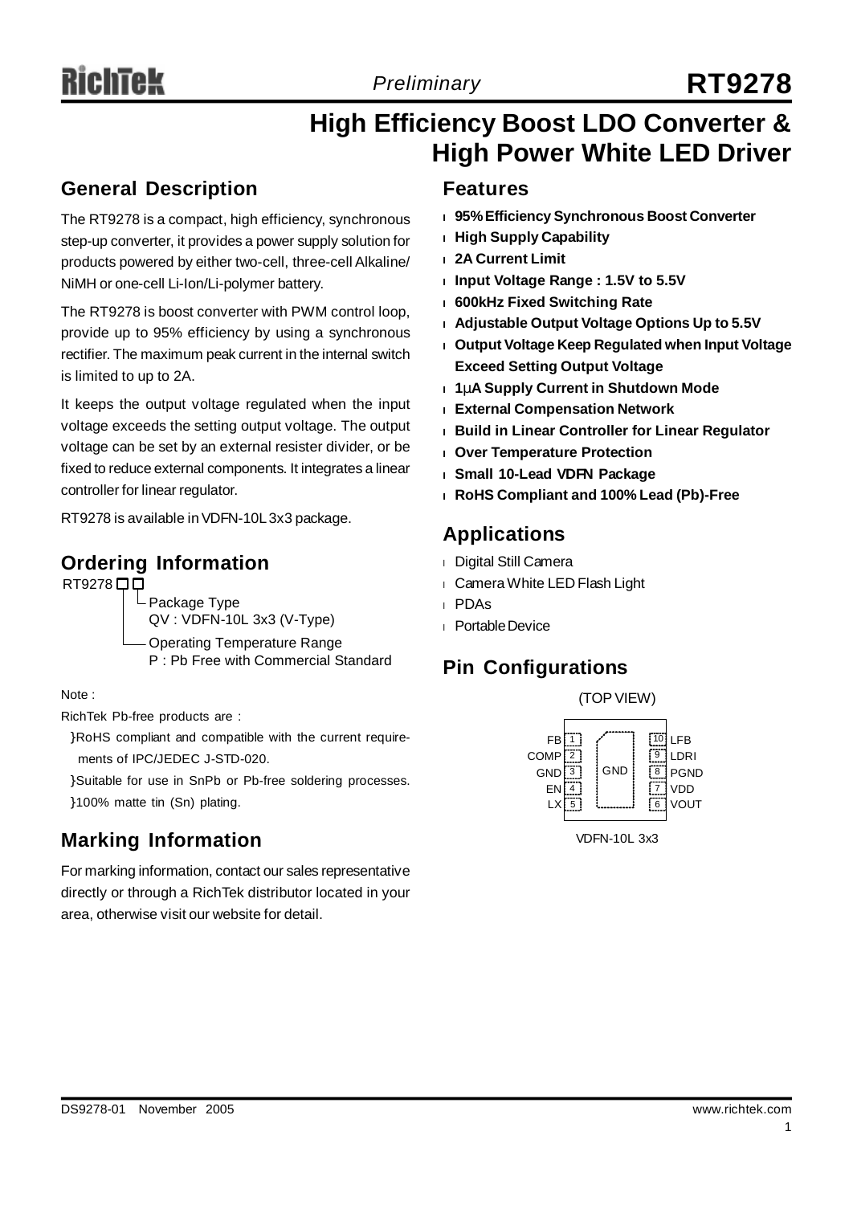# RT9278

*Preliminary*

## High Efficiency Boost LDO Converter & High Power White LED Driver

## General Description

The RT9278 is a compact, high efficiency, synchronous step-up converter, it provides a power supply solution for products powered by either two-cell, three-cell Alkaline/NiMH or one-cell Li-Ion/Li-polymer battery.

The RT9278 is boost converter with PWM control loop, provide up to 95% efficiency by using a synchronous rectifier. The maximum peak current in the internal switch is limited to up to 2A.

It keeps the output voltage regulated when the input voltage exceeds the setting output voltage. The output voltage can be set by an external resister divider, or be fixed to reduce external components. It integrates a linear controller for linear regulator.

RT9278 is available in VDFN-10L 3x3 package.

## Ordering Information

RT9278 □□
- Package Type
  QV : VDFN-10L 3x3 (V-Type)
- Operating Temperature Range
  P : Pb Free with Commercial Standard

Note :

RichTek Pb-free products are :

- RoHS compliant and compatible with the current requirements of IPC/JEDEC J-STD-020.
- Suitable for use in SnPb or Pb-free soldering processes.
- 100% matte tin (Sn) plating.

## Marking Information

For marking information, contact our sales representative directly or through a RichTek distributor located in your area, otherwise visit our website for detail.

## Features

- **95% Efficiency Synchronous Boost Converter**
- **High Supply Capability**
- **2A Current Limit**
- **Input Voltage Range : 1.5V to 5.5V**
- **600kHz Fixed Switching Rate**
- **Adjustable Output Voltage Options Up to 5.5V**
- **Output Voltage Keep Regulated when Input Voltage Exceed Setting Output Voltage**
- **1μA Supply Current in Shutdown Mode**
- **External Compensation Network**
- **Build in Linear Controller for Linear Regulator**
- **Over Temperature Protection**
- **Small 10-Lead VDFN Package**
- **RoHS Compliant and 100% Lead (Pb)-Free**

## Applications

- Digital Still Camera
- Camera White LED Flash Light
- PDAs
- Portable Device

## Pin Configurations

(TOP VIEW)

| Pin | Name | | Pin | Name |
|---|---|---|---|---|
| 1 | FB | | 10 | LFB |
| 2 | COMP | | 9 | LDRI |
| 3 | GND | GND | 8 | PGND |
| 4 | EN | | 7 | VDD |
| 5 | LX | | 6 | VOUT |

VDFN-10L 3x3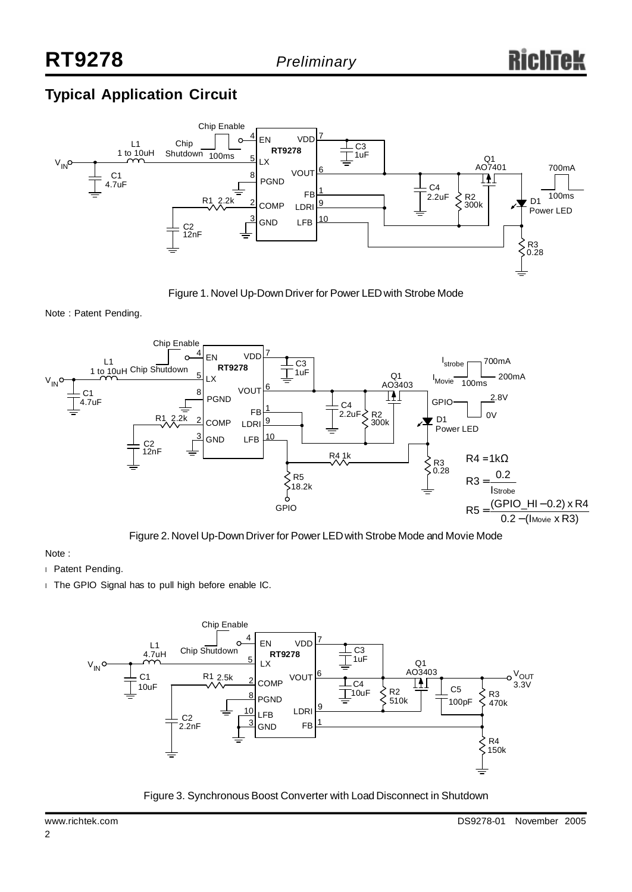## Typical Application Circuit

Figure 1. Novel Up-Down Driver for Power LED with Strobe Mode

Note : Patent Pending.

$$R4 = 1k\Omega$$

$$R3 = \frac{0.2}{I_{Strobe}}$$

$$R5 = \frac{(GPIO\_HI - 0.2) \times R4}{0.2 - (I_{Movie} \times R3)}$$

Figure 2. Novel Up-Down Driver for Power LED with Strobe Mode and Movie Mode

Note :

- Patent Pending.
- The GPIO Signal has to pull high before enable IC.

Figure 3. Synchronous Boost Converter with Load Disconnect in Shutdown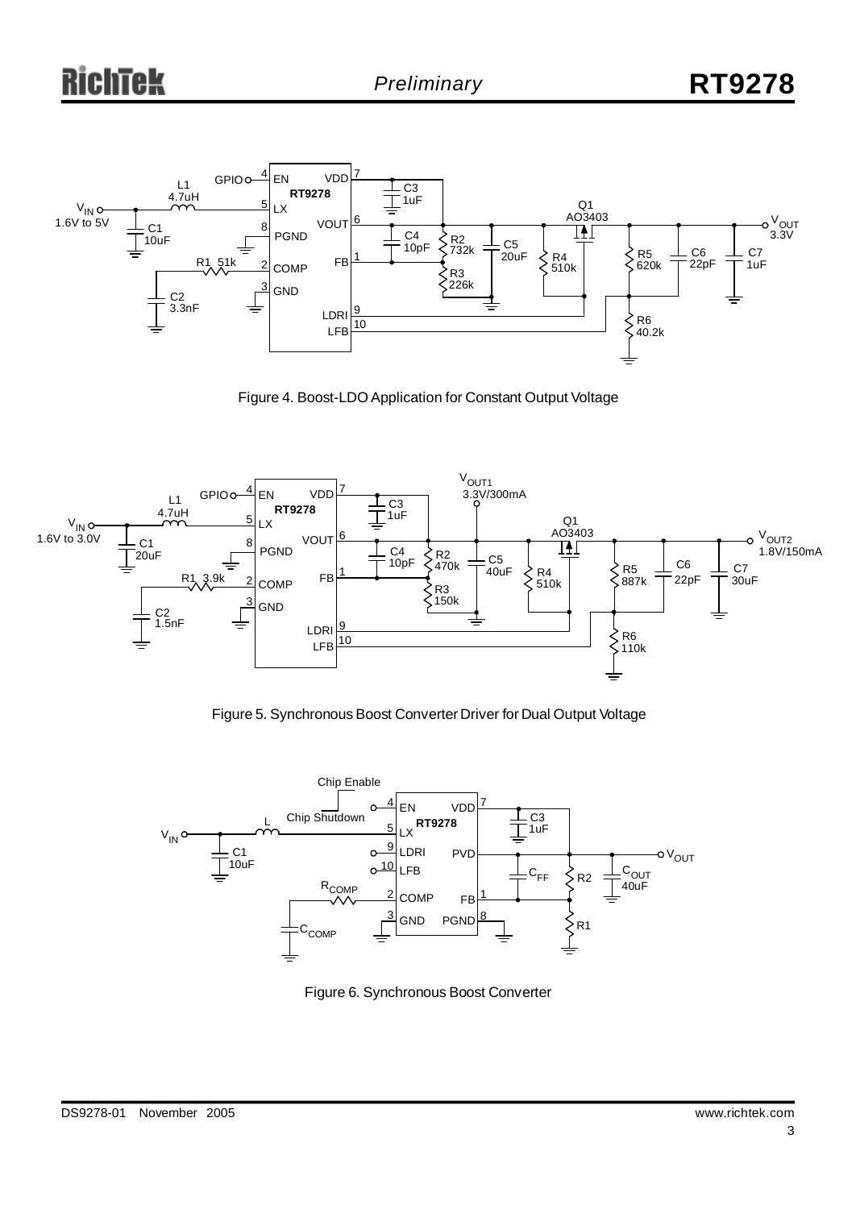Figure 4. Boost-LDO Application for Constant Output Voltage

Figure 5. Synchronous Boost Converter Driver for Dual Output Voltage

Figure 6. Synchronous Boost Converter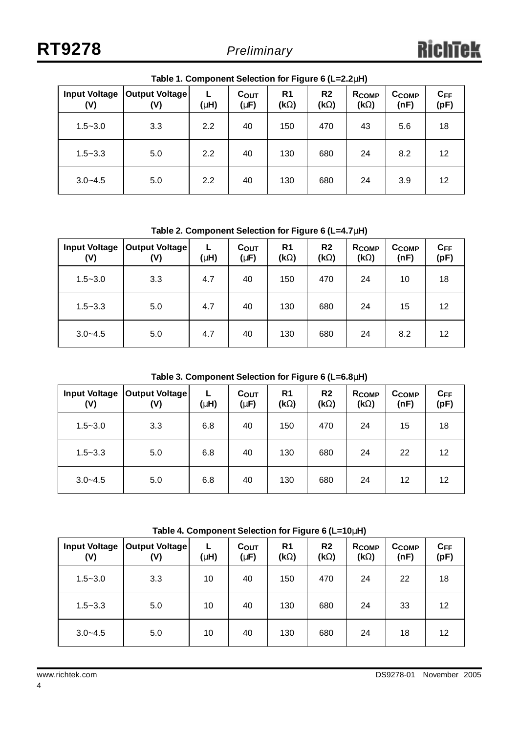Table 1. Component Selection for Figure 6 (L=2.2μH)

| Input Voltage (V) | Output Voltage (V) | L (μH) | $C_{OUT}$ (μF) | R1 (kΩ) | R2 (kΩ) | $R_{COMP}$ (kΩ) | $C_{COMP}$ (nF) | $C_{FF}$ (pF) |
|---|---|---|---|---|---|---|---|---|
| 1.5~3.0 | 3.3 | 2.2 | 40 | 150 | 470 | 43 | 5.6 | 18 |
| 1.5~3.3 | 5.0 | 2.2 | 40 | 130 | 680 | 24 | 8.2 | 12 |
| 3.0~4.5 | 5.0 | 2.2 | 40 | 130 | 680 | 24 | 3.9 | 12 |

Table 2. Component Selection for Figure 6 (L=4.7μH)

| Input Voltage (V) | Output Voltage (V) | L (μH) | $C_{OUT}$ (μF) | R1 (kΩ) | R2 (kΩ) | $R_{COMP}$ (kΩ) | $C_{COMP}$ (nF) | $C_{FF}$ (pF) |
|---|---|---|---|---|---|---|---|---|
| 1.5~3.0 | 3.3 | 4.7 | 40 | 150 | 470 | 24 | 10 | 18 |
| 1.5~3.3 | 5.0 | 4.7 | 40 | 130 | 680 | 24 | 15 | 12 |
| 3.0~4.5 | 5.0 | 4.7 | 40 | 130 | 680 | 24 | 8.2 | 12 |

Table 3. Component Selection for Figure 6 (L=6.8μH)

| Input Voltage (V) | Output Voltage (V) | L (μH) | $C_{OUT}$ (μF) | R1 (kΩ) | R2 (kΩ) | $R_{COMP}$ (kΩ) | $C_{COMP}$ (nF) | $C_{FF}$ (pF) |
|---|---|---|---|---|---|---|---|---|
| 1.5~3.0 | 3.3 | 6.8 | 40 | 150 | 470 | 24 | 15 | 18 |
| 1.5~3.3 | 5.0 | 6.8 | 40 | 130 | 680 | 24 | 22 | 12 |
| 3.0~4.5 | 5.0 | 6.8 | 40 | 130 | 680 | 24 | 12 | 12 |

Table 4. Component Selection for Figure 6 (L=10μH)

| Input Voltage (V) | Output Voltage (V) | L (μH) | $C_{OUT}$ (μF) | R1 (kΩ) | R2 (kΩ) | $R_{COMP}$ (kΩ) | $C_{COMP}$ (nF) | $C_{FF}$ (pF) |
|---|---|---|---|---|---|---|---|---|
| 1.5~3.0 | 3.3 | 10 | 40 | 150 | 470 | 24 | 22 | 18 |
| 1.5~3.3 | 5.0 | 10 | 40 | 130 | 680 | 24 | 33 | 12 |
| 3.0~4.5 | 5.0 | 10 | 40 | 130 | 680 | 24 | 18 | 12 |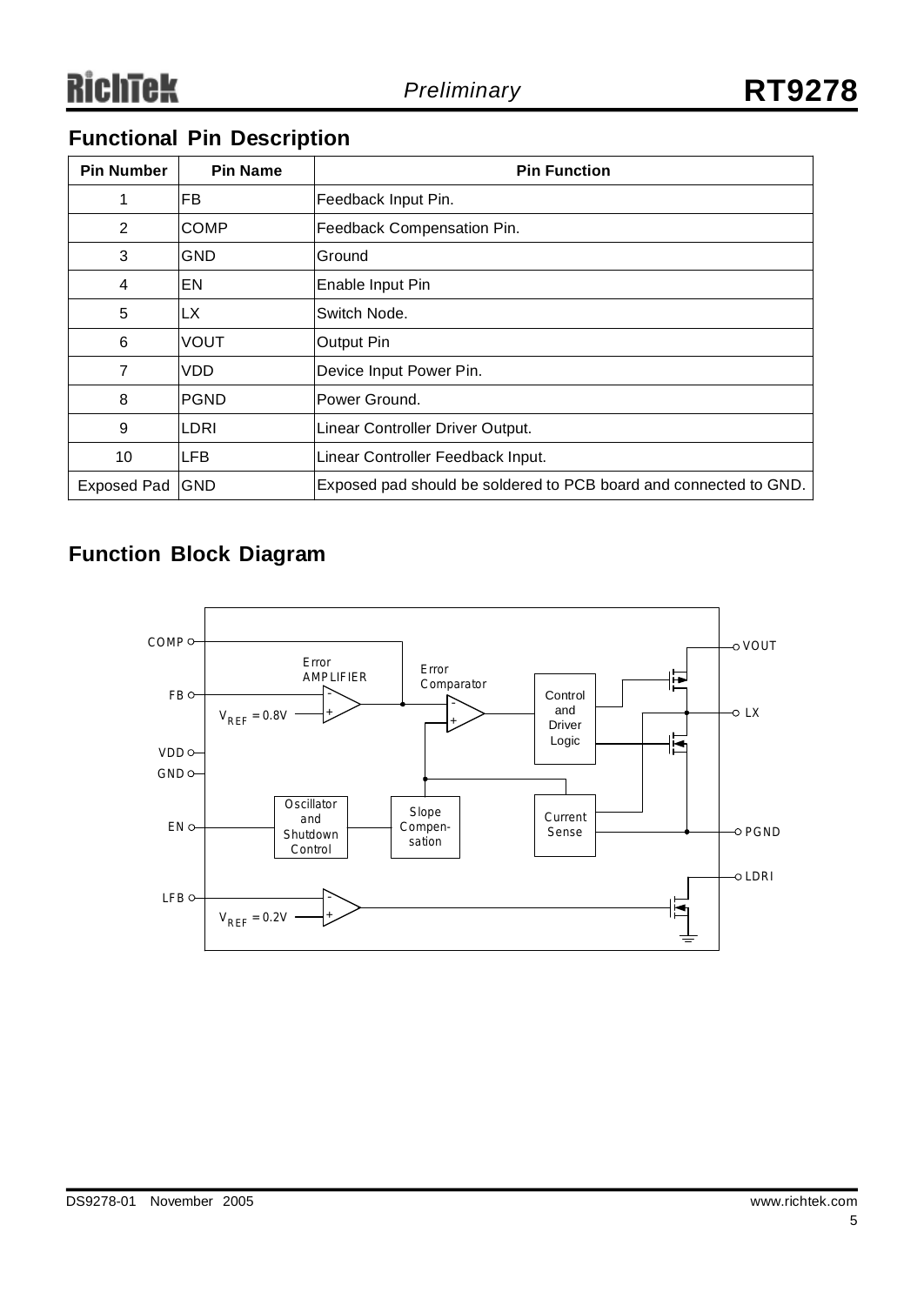## Functional Pin Description

| Pin Number | Pin Name | Pin Function |
|---|---|---|
| 1 | FB | Feedback Input Pin. |
| 2 | COMP | Feedback Compensation Pin. |
| 3 | GND | Ground |
| 4 | EN | Enable Input Pin |
| 5 | LX | Switch Node. |
| 6 | VOUT | Output Pin |
| 7 | VDD | Device Input Power Pin. |
| 8 | PGND | Power Ground. |
| 9 | LDRI | Linear Controller Driver Output. |
| 10 | LFB | Linear Controller Feedback Input. |
| Exposed Pad | GND | Exposed pad should be soldered to PCB board and connected to GND. |

## Function Block Diagram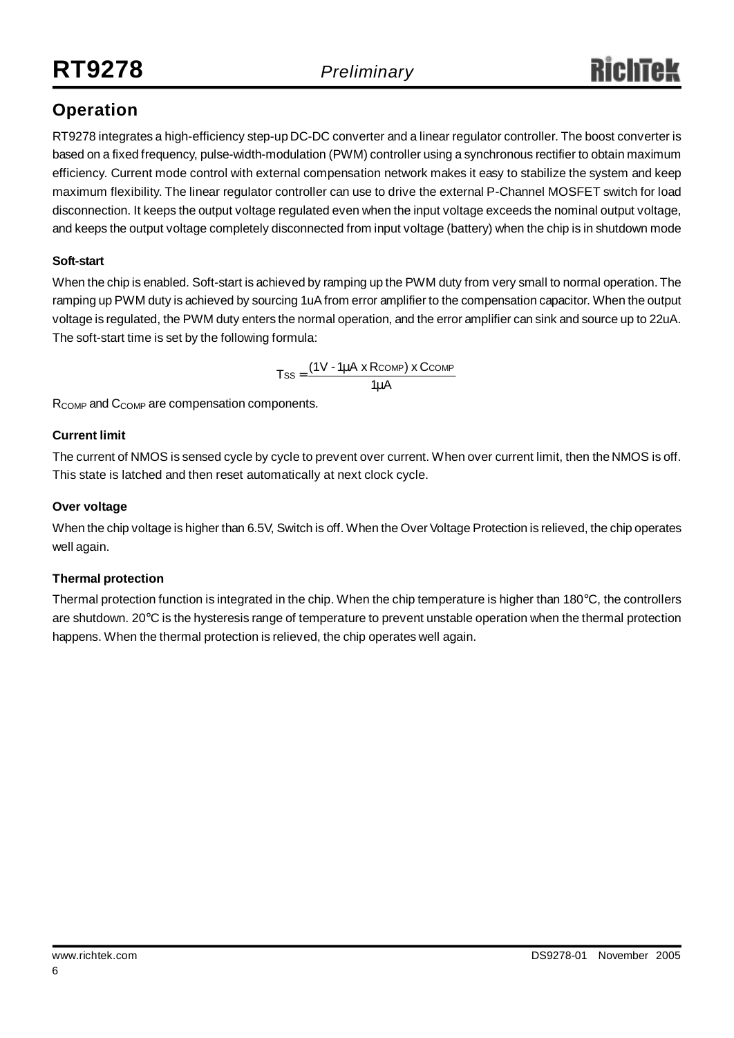## Operation

RT9278 integrates a high-efficiency step-up DC-DC converter and a linear regulator controller. The boost converter is based on a fixed frequency, pulse-width-modulation (PWM) controller using a synchronous rectifier to obtain maximum efficiency. Current mode control with external compensation network makes it easy to stabilize the system and keep maximum flexibility. The linear regulator controller can use to drive the external P-Channel MOSFET switch for load disconnection. It keeps the output voltage regulated even when the input voltage exceeds the nominal output voltage, and keeps the output voltage completely disconnected from input voltage (battery) when the chip is in shutdown mode

### Soft-start

When the chip is enabled. Soft-start is achieved by ramping up the PWM duty from very small to normal operation. The ramping up PWM duty is achieved by sourcing 1uA from error amplifier to the compensation capacitor. When the output voltage is regulated, the PWM duty enters the normal operation, and the error amplifier can sink and source up to 22uA. The soft-start time is set by the following formula:

$$T_{SS} = \frac{(1V - 1\mu A \times R_{COMP}) \times C_{COMP}}{1\mu A}$$

$R_{COMP}$ and $C_{COMP}$ are compensation components.

### Current limit

The current of NMOS is sensed cycle by cycle to prevent over current. When over current limit, then the NMOS is off. This state is latched and then reset automatically at next clock cycle.

### Over voltage

When the chip voltage is higher than 6.5V, Switch is off. When the Over Voltage Protection is relieved, the chip operates well again.

### Thermal protection

Thermal protection function is integrated in the chip. When the chip temperature is higher than 180°C, the controllers are shutdown. 20°C is the hysteresis range of temperature to prevent unstable operation when the thermal protection happens. When the thermal protection is relieved, the chip operates well again.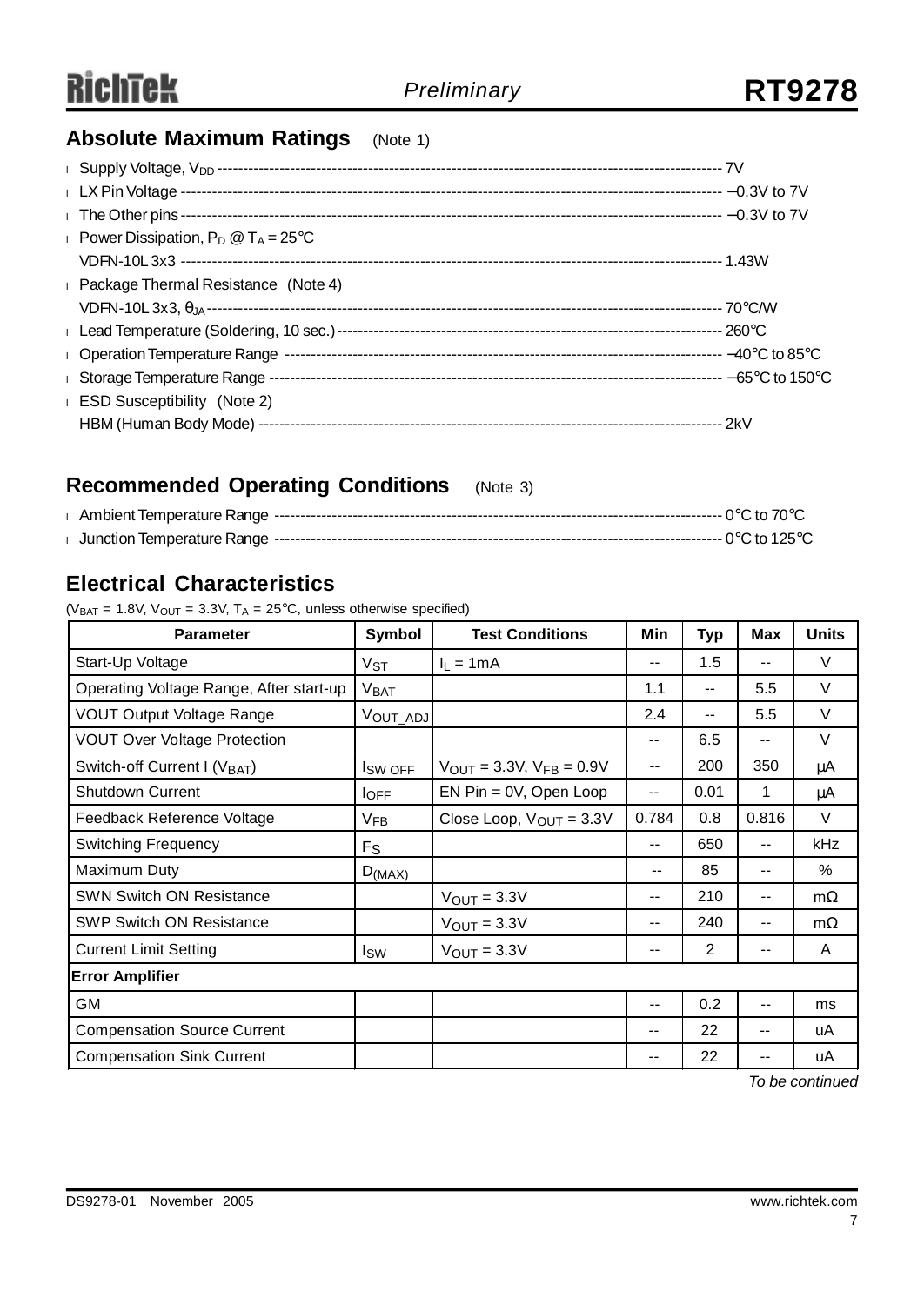## Absolute Maximum Ratings (Note 1)

- Supply Voltage, $V_{DD}$ ---------------------------------------------------------------------------------------------- 7V
- LX Pin Voltage ---------------------------------------------------------------------------------------------------- −0.3V to 7V
- The Other pins --------------------------------------------------------------------------------------------------- −0.3V to 7V
- Power Dissipation, $P_D$ @ $T_A$ = 25°C
  VDFN-10L 3x3 ----------------------------------------------------------------------------------------------------- 1.43W
- Package Thermal Resistance (Note 4)
  VDFN-10L 3x3, $\theta_{JA}$ ------------------------------------------------------------------------------------------- 70°C/W
- Lead Temperature (Soldering, 10 sec.) ---------------------------------------------------------------------------- 260°C
- Operation Temperature Range ------------------------------------------------------------------------------------ −40°C to 85°C
- Storage Temperature Range -------------------------------------------------------------------------------------- −65°C to 150°C
- ESD Susceptibility (Note 2)
  HBM (Human Body Mode) ----------------------------------------------------------------------------------------- 2kV

## Recommended Operating Conditions (Note 3)

- Ambient Temperature Range ---------------------------------------------------------------------------------------- 0°C to 70°C
- Junction Temperature Range --------------------------------------------------------------------------------------- 0°C to 125°C

## Electrical Characteristics

($V_{BAT}$ = 1.8V, $V_{OUT}$ = 3.3V, $T_A$ = 25°C, unless otherwise specified)

| Parameter | Symbol | Test Conditions | Min | Typ | Max | Units |
|---|---|---|---|---|---|---|
| Start-Up Voltage | $V_{ST}$ | $I_L$ = 1mA | -- | 1.5 | -- | V |
| Operating Voltage Range, After start-up | $V_{BAT}$ | | 1.1 | -- | 5.5 | V |
| VOUT Output Voltage Range | $V_{OUT\_ADJ}$ | | 2.4 | -- | 5.5 | V |
| VOUT Over Voltage Protection | | | -- | 6.5 | -- | V |
| Switch-off Current I ($V_{BAT}$) | $I_{SW\ OFF}$ | $V_{OUT}$ = 3.3V, $V_{FB}$ = 0.9V | -- | 200 | 350 | μA |
| Shutdown Current | $I_{OFF}$ | EN Pin = 0V, Open Loop | -- | 0.01 | 1 | μA |
| Feedback Reference Voltage | $V_{FB}$ | Close Loop, $V_{OUT}$ = 3.3V | 0.784 | 0.8 | 0.816 | V |
| Switching Frequency | $F_S$ | | -- | 650 | -- | kHz |
| Maximum Duty | $D_{(MAX)}$ | | -- | 85 | -- | % |
| SWN Switch ON Resistance | | $V_{OUT}$ = 3.3V | -- | 210 | -- | mΩ |
| SWP Switch ON Resistance | | $V_{OUT}$ = 3.3V | -- | 240 | -- | mΩ |
| Current Limit Setting | $I_{SW}$ | $V_{OUT}$ = 3.3V | -- | 2 | -- | A |
| **Error Amplifier** | | | | | | |
| GM | | | -- | 0.2 | -- | ms |
| Compensation Source Current | | | -- | 22 | -- | uA |
| Compensation Sink Current | | | -- | 22 | -- | uA |

*To be continued*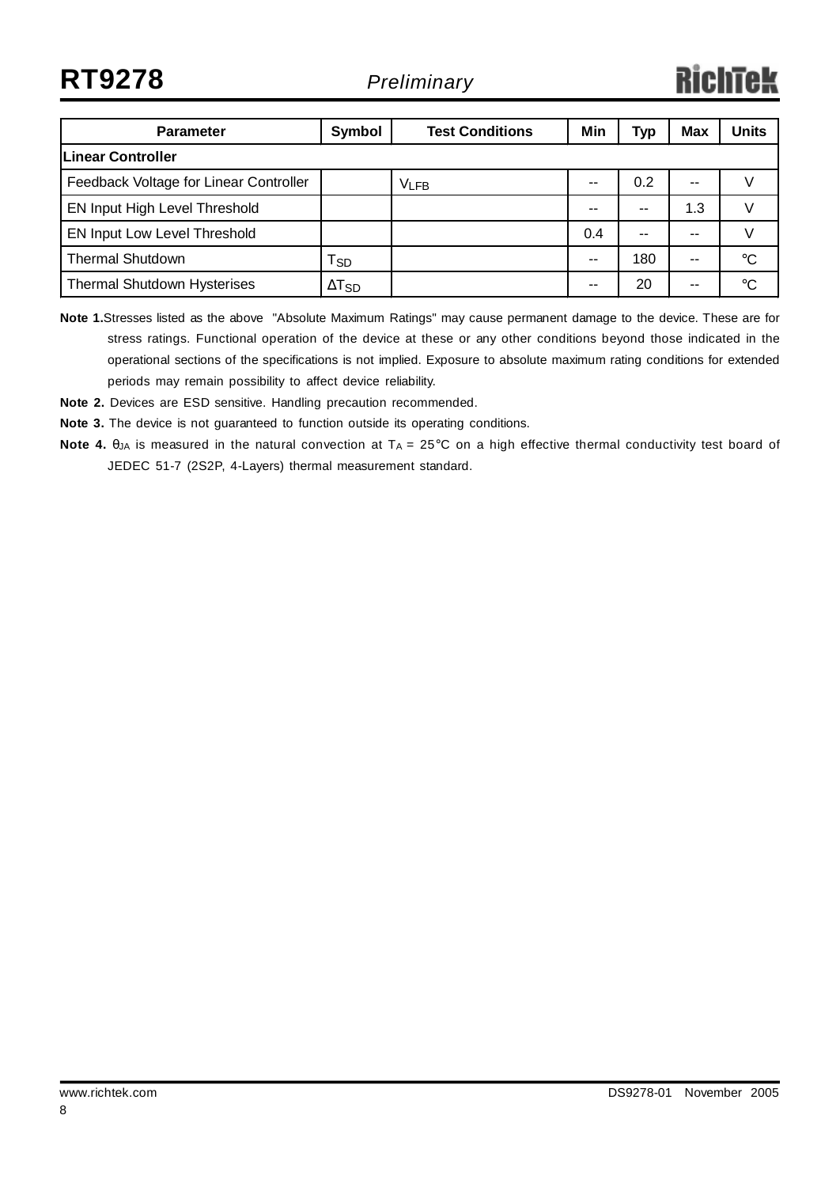| Parameter | Symbol | Test Conditions | Min | Typ | Max | Units |
|---|---|---|---|---|---|---|
| **Linear Controller** | | | | | | |
| Feedback Voltage for Linear Controller | | $V_{LFB}$ | -- | 0.2 | -- | V |
| EN Input High Level Threshold | | | -- | -- | 1.3 | V |
| EN Input Low Level Threshold | | | 0.4 | -- | -- | V |
| Thermal Shutdown | $T_{SD}$ | | -- | 180 | -- | °C |
| Thermal Shutdown Hysterises | $\Delta T_{SD}$ | | -- | 20 | -- | °C |

**Note 1.** Stresses listed as the above "Absolute Maximum Ratings" may cause permanent damage to the device. These are for stress ratings. Functional operation of the device at these or any other conditions beyond those indicated in the operational sections of the specifications is not implied. Exposure to absolute maximum rating conditions for extended periods may remain possibility to affect device reliability.

**Note 2.** Devices are ESD sensitive. Handling precaution recommended.

**Note 3.** The device is not guaranteed to function outside its operating conditions.

**Note 4.** $\theta_{JA}$ is measured in the natural convection at $T_A$ = 25°C on a high effective thermal conductivity test board of JEDEC 51-7 (2S2P, 4-Layers) thermal measurement standard.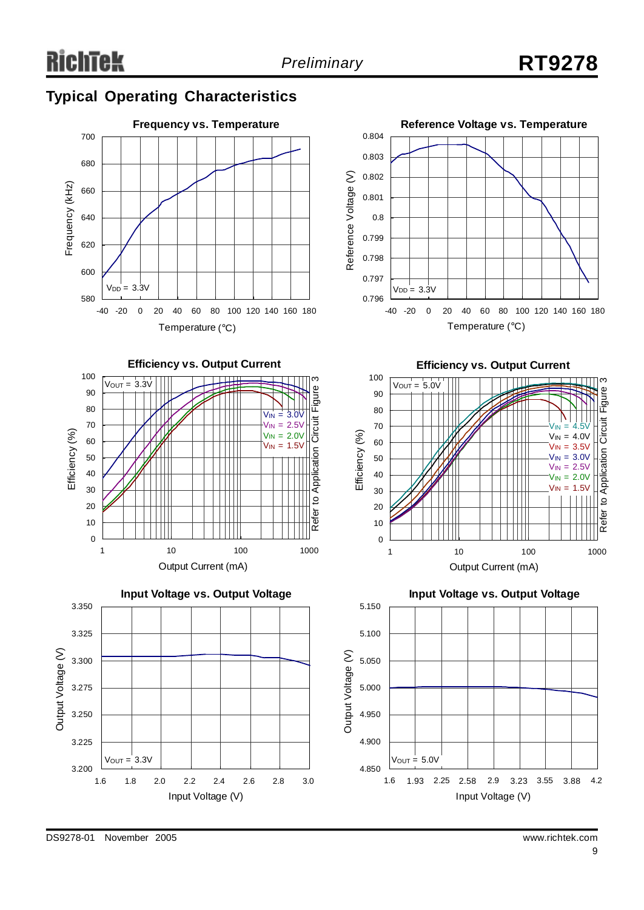## Typical Operating Characteristics

**Frequency vs. Temperature**

Frequency (kHz): 580–700; Temperature (°C): -40 to 180

$V_{DD}$ = 3.3V

**Reference Voltage vs. Temperature**

Reference Voltage (V): 0.796–0.804; Temperature (°C): -40 to 180

$V_{DD}$ = 3.3V

**Efficiency vs. Output Current**

Efficiency (%): 0–100; Output Current (mA): 1–1000

$V_{OUT}$ = 3.3V

$V_{IN}$ = 3.0V
$V_{IN}$ = 2.5V
$V_{IN}$ = 2.0V
$V_{IN}$ = 1.5V

Refer to Application Circuit Figure 3

**Efficiency vs. Output Current**

Efficiency (%): 0–100; Output Current (mA): 1–1000

$V_{OUT}$ = 5.0V

$V_{IN}$ = 4.5V
$V_{IN}$ = 4.0V
$V_{IN}$ = 3.5V
$V_{IN}$ = 3.0V
$V_{IN}$ = 2.5V
$V_{IN}$ = 2.0V
$V_{IN}$ = 1.5V

Refer to Application Circuit Figure 3

**Input Voltage vs. Output Voltage**

Output Voltage (V): 3.200–3.350; Input Voltage (V): 1.6–3.0

$V_{OUT}$ = 3.3V

**Input Voltage vs. Output Voltage**

Output Voltage (V): 4.850–5.150; Input Voltage (V): 1.6, 1.93, 2.25, 2.58, 2.9, 3.23, 3.55, 3.88, 4.2

$V_{OUT}$ = 5.0V

DS9278-01 November 2005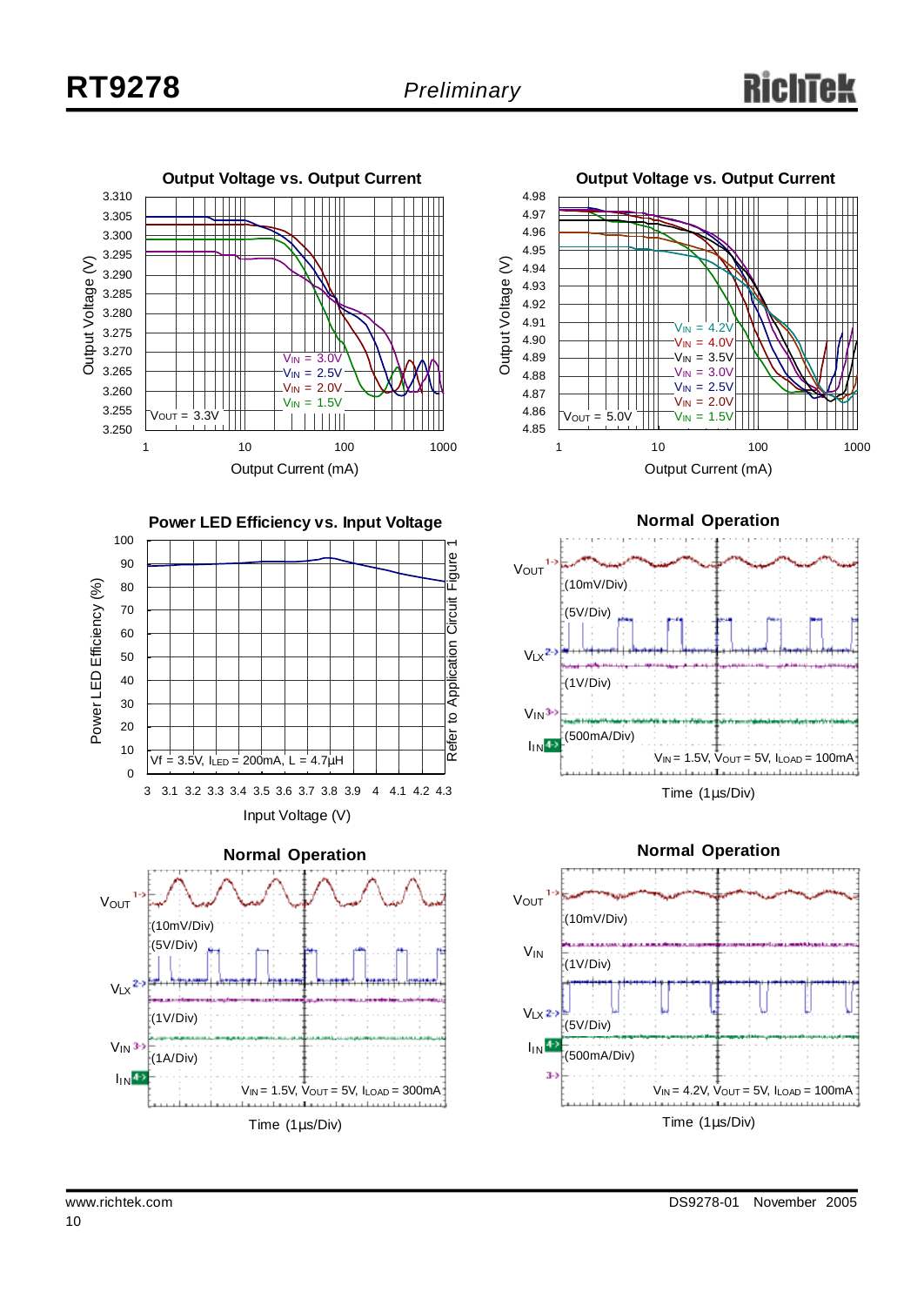## Output Voltage vs. Output Current

Output Voltage (V) vs. Output Current (mA)

$V_{IN}$ = 3.0V
$V_{IN}$ = 2.5V
$V_{IN}$ = 2.0V
$V_{IN}$ = 1.5V
$V_{OUT}$ = 3.3V

## Output Voltage vs. Output Current

Output Voltage (V) vs. Output Current (mA)

$V_{IN}$ = 4.2V
$V_{IN}$ = 4.0V
$V_{IN}$ = 3.5V
$V_{IN}$ = 3.0V
$V_{IN}$ = 2.5V
$V_{IN}$ = 2.0V
$V_{IN}$ = 1.5V
$V_{OUT}$ = 5.0V

## Power LED Efficiency vs. Input Voltage

Power LED Efficiency (%) vs. Input Voltage (V)

Vf = 3.5V, $I_{LED}$ = 200mA, L = 4.7μH

Refer to Application Circuit Figure 1

## Normal Operation

$V_{OUT}$ (10mV/Div)
$V_{LX}$ (5V/Div)
$V_{IN}$ (1V/Div)
$I_{IN}$ (500mA/Div)

$V_{IN}$ = 1.5V, $V_{OUT}$ = 5V, $I_{LOAD}$ = 100mA

Time (1μs/Div)

## Normal Operation

$V_{OUT}$ (10mV/Div)
$V_{LX}$ (5V/Div)
$V_{IN}$ (1V/Div)
$I_{IN}$ (1A/Div)

$V_{IN}$ = 1.5V, $V_{OUT}$ = 5V, $I_{LOAD}$ = 300mA

Time (1μs/Div)

## Normal Operation

$V_{OUT}$ (10mV/Div)
$V_{IN}$ (1V/Div)
$V_{LX}$ (5V/Div)
$I_{IN}$ (500mA/Div)

$V_{IN}$ = 4.2V, $V_{OUT}$ = 5V, $I_{LOAD}$ = 100mA

Time (1μs/Div)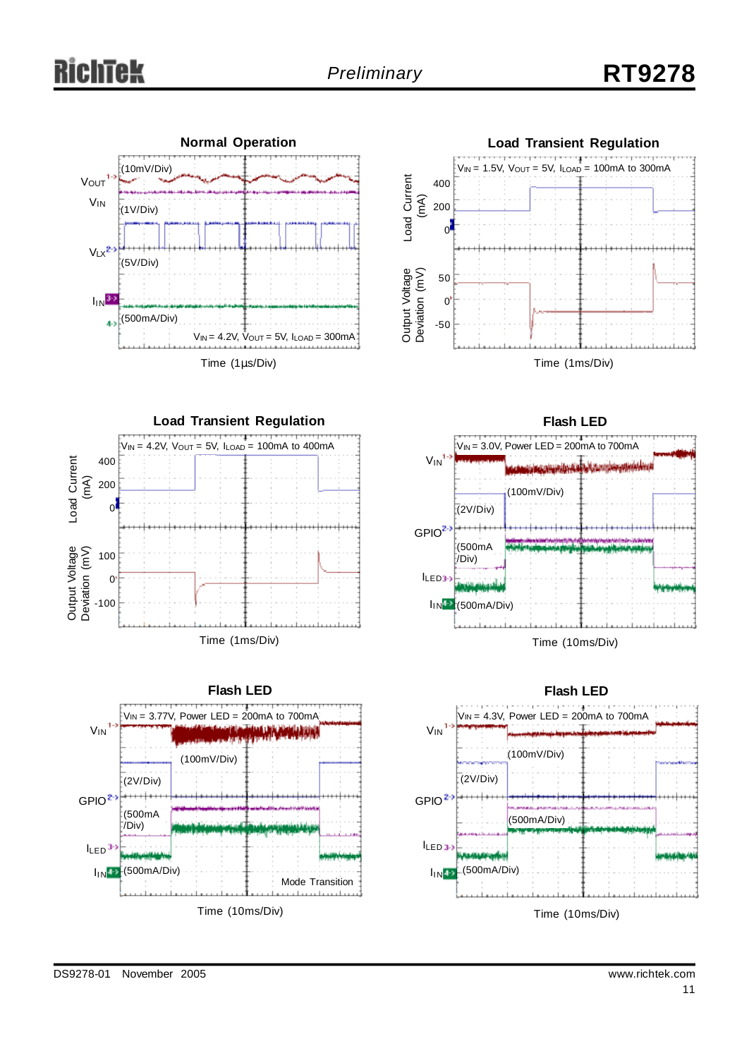## Normal Operation

$V_{OUT}$ (10mV/Div)

$V_{IN}$ (1V/Div)

$V_{LX}$ (5V/Div)

$I_{IN}$ (500mA/Div)

$V_{IN}$ = 4.2V, $V_{OUT}$ = 5V, $I_{LOAD}$ = 300mA

Time (1μs/Div)

## Load Transient Regulation

$V_{IN}$ = 1.5V, $V_{OUT}$ = 5V, $I_{LOAD}$ = 100mA to 300mA

Load Current (mA): 400, 200, 0

Output Voltage Deviation (mV): 50, 0, -50

Time (1ms/Div)

## Load Transient Regulation

$V_{IN}$ = 4.2V, $V_{OUT}$ = 5V, $I_{LOAD}$ = 100mA to 400mA

Load Current (mA): 400, 200, 0

Output Voltage Deviation (mV): 100, 0, -100

Time (1ms/Div)

## Flash LED

$V_{IN}$ = 3.0V, Power LED = 200mA to 700mA

$V_{IN}$ (100mV/Div)

GPIO (2V/Div)

$I_{LED}$ (500mA /Div)

$I_{IN}$ (500mA/Div)

Time (10ms/Div)

## Flash LED

$V_{IN}$ = 3.77V, Power LED = 200mA to 700mA

$V_{IN}$ (100mV/Div)

GPIO (2V/Div)

$I_{LED}$ (500mA /Div)

$I_{IN}$ (500mA/Div)

Mode Transition

Time (10ms/Div)

## Flash LED

$V_{IN}$ = 4.3V, Power LED = 200mA to 700mA

$V_{IN}$ (100mV/Div)

GPIO (2V/Div)

$I_{LED}$ (500mA/Div)

$I_{IN}$ (500mA/Div)

Time (10ms/Div)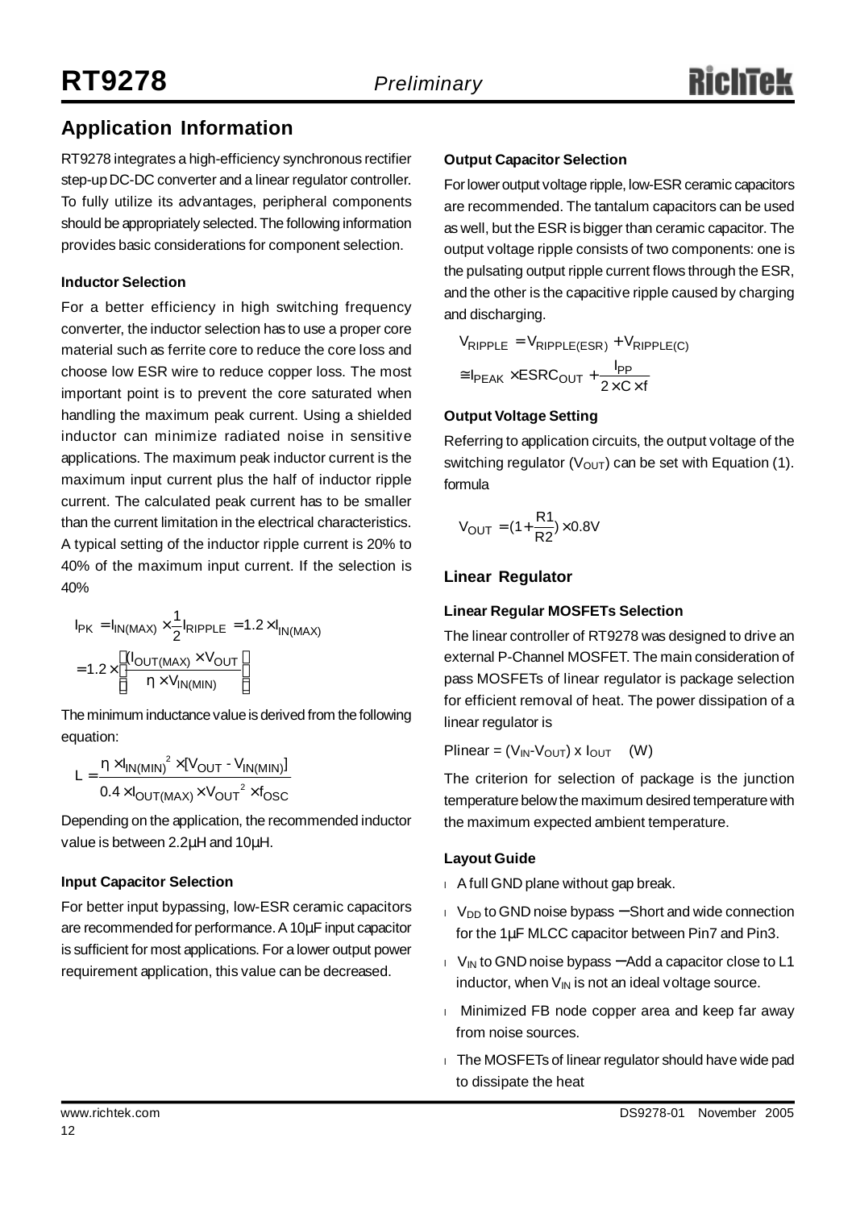## Application Information

RT9278 integrates a high-efficiency synchronous rectifier step-up DC-DC converter and a linear regulator controller. To fully utilize its advantages, peripheral components should be appropriately selected. The following information provides basic considerations for component selection.

### Inductor Selection

For a better efficiency in high switching frequency converter, the inductor selection has to use a proper core material such as ferrite core to reduce the core loss and choose low ESR wire to reduce copper loss. The most important point is to prevent the core saturated when handling the maximum peak current. Using a shielded inductor can minimize radiated noise in sensitive applications. The maximum peak inductor current is the maximum input current plus the half of inductor ripple current. The calculated peak current has to be smaller than the current limitation in the electrical characteristics. A typical setting of the inductor ripple current is 20% to 40% of the maximum input current. If the selection is 40%

$$I_{PK} = I_{IN(MAX)} \times \frac{1}{2} I_{RIPPLE} = 1.2 \times I_{IN(MAX)}$$

$$= 1.2 \times \left( \frac{(I_{OUT(MAX)} \times V_{OUT}}{\eta \times V_{IN(MIN)}} \right)$$

The minimum inductance value is derived from the following equation:

$$L = \frac{\eta \times I_{IN(MIN)}^2 \times [V_{OUT} - V_{IN(MIN)}]}{0.4 \times I_{OUT(MAX)} \times V_{OUT}^2 \times f_{OSC}}$$

Depending on the application, the recommended inductor value is between 2.2µH and 10µH.

### Input Capacitor Selection

For better input bypassing, low-ESR ceramic capacitors are recommended for performance. A 10µF input capacitor is sufficient for most applications. For a lower output power requirement application, this value can be decreased.

### Output Capacitor Selection

For lower output voltage ripple, low-ESR ceramic capacitors are recommended. The tantalum capacitors can be used as well, but the ESR is bigger than ceramic capacitor. The output voltage ripple consists of two components: one is the pulsating output ripple current flows through the ESR, and the other is the capacitive ripple caused by charging and discharging.

$$V_{RIPPLE} = V_{RIPPLE(ESR)} + V_{RIPPLE(C)}$$

$$\cong I_{PEAK} \times ESRC_{OUT} + \frac{I_{PP}}{2 \times C \times f}$$

### Output Voltage Setting

Referring to application circuits, the output voltage of the switching regulator ($V_{OUT}$) can be set with Equation (1). formula

$$V_{OUT} = (1 + \frac{R1}{R2}) \times 0.8V$$

## Linear Regulator

### Linear Regular MOSFETs Selection

The linear controller of RT9278 was designed to drive an external P-Channel MOSFET. The main consideration of pass MOSFETs of linear regulator is package selection for efficient removal of heat. The power dissipation of a linear regulator is

Plinear = ($V_{IN}$-$V_{OUT}$) x $I_{OUT}$ (W)

The criterion for selection of package is the junction temperature below the maximum desired temperature with the maximum expected ambient temperature.

### Layout Guide

- A full GND plane without gap break.
- $V_{DD}$ to GND noise bypass − Short and wide connection for the 1µF MLCC capacitor between Pin7 and Pin3.
- $V_{IN}$ to GND noise bypass − Add a capacitor close to L1 inductor, when $V_{IN}$ is not an ideal voltage source.
- Minimized FB node copper area and keep far away from noise sources.
- The MOSFETs of linear regulator should have wide pad to dissipate the heat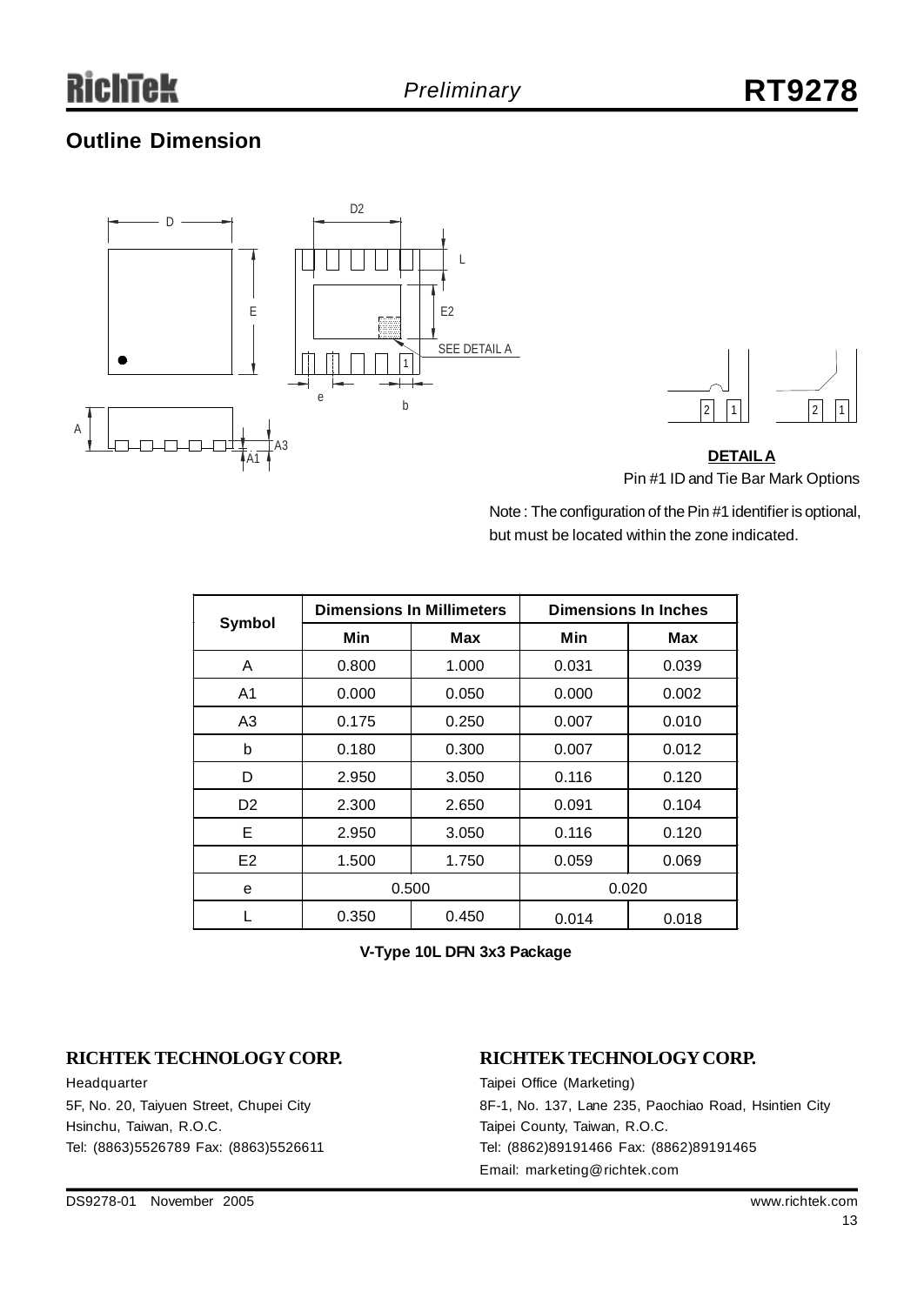## Outline Dimension

D

D2

L

E

E2

SEE DETAIL A

1

e

b

A

A3

A1

2 1

2 1

**DETAIL A**

Pin #1 ID and Tie Bar Mark Options

Note : The configuration of the Pin #1 identifier is optional, but must be located within the zone indicated.

| Symbol | Dimensions In Millimeters | | Dimensions In Inches | |
|---|---|---|---|---|
| | Min | Max | Min | Max |
| A | 0.800 | 1.000 | 0.031 | 0.039 |
| A1 | 0.000 | 0.050 | 0.000 | 0.002 |
| A3 | 0.175 | 0.250 | 0.007 | 0.010 |
| b | 0.180 | 0.300 | 0.007 | 0.012 |
| D | 2.950 | 3.050 | 0.116 | 0.120 |
| D2 | 2.300 | 2.650 | 0.091 | 0.104 |
| E | 2.950 | 3.050 | 0.116 | 0.120 |
| E2 | 1.500 | 1.750 | 0.059 | 0.069 |
| e | 0.500 | | 0.020 | |
| L | 0.350 | 0.450 | 0.014 | 0.018 |

**V-Type 10L DFN 3x3 Package**

**RICHTEK TECHNOLOGY CORP.**

Headquarter

5F, No. 20, Taiyuen Street, Chupei City

Hsinchu, Taiwan, R.O.C.

Tel: (8863)5526789 Fax: (8863)5526611

**RICHTEK TECHNOLOGY CORP.**

Taipei Office (Marketing)

8F-1, No. 137, Lane 235, Paochiao Road, Hsintien City

Taipei County, Taiwan, R.O.C.

Tel: (8862)89191466 Fax: (8862)89191465

Email: marketing@richtek.com